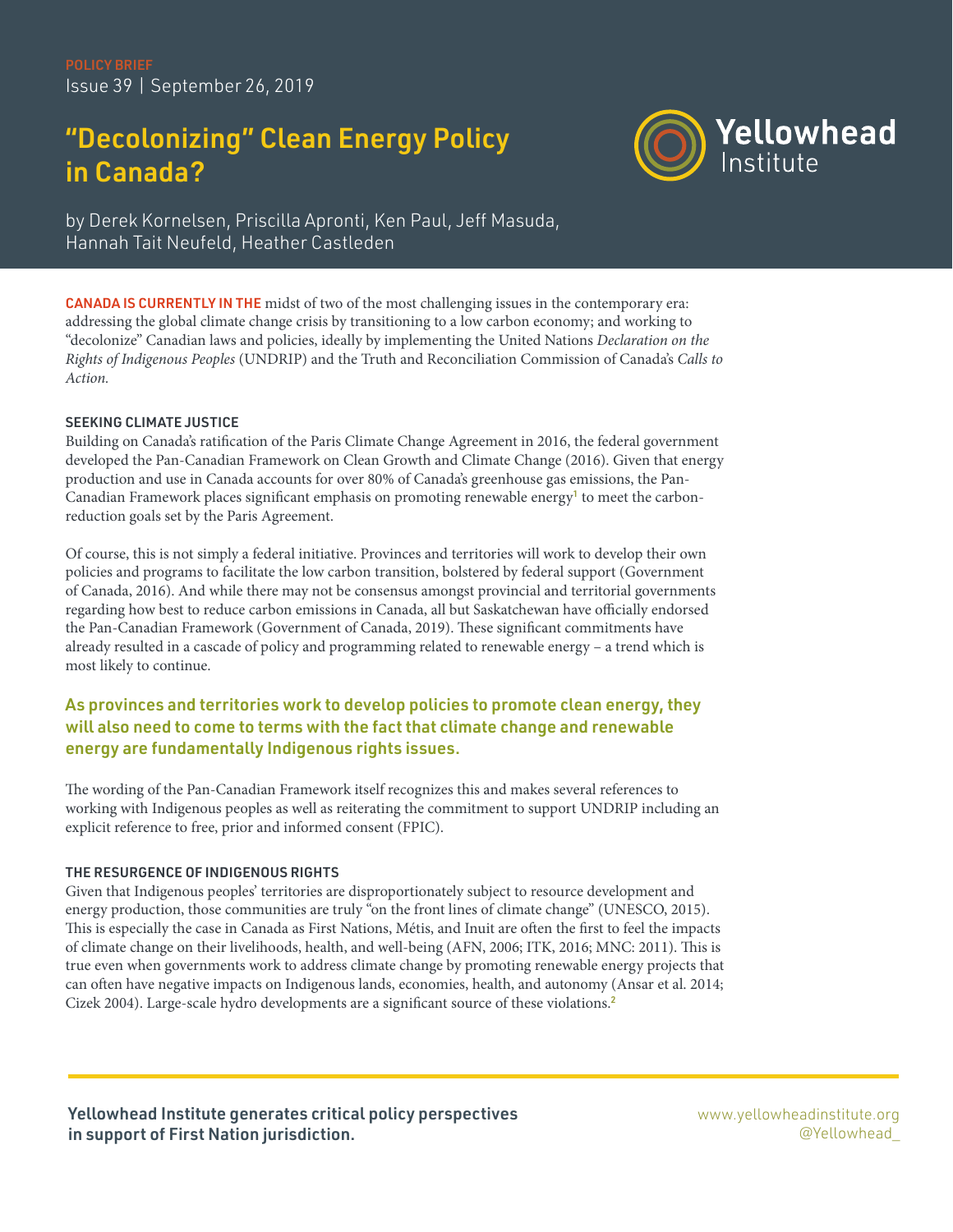POLICY BRIEF
Issue 39 | September 26, 2019

# "Decolonizing" Clean Energy Policy in Canada?

by Derek Kornelsen, Priscilla Apronti, Ken Paul, Jeff Masuda, Hannah Tait Neufeld, Heather Castleden

CANADA IS CURRENTLY IN THE midst of two of the most challenging issues in the contemporary era: addressing the global climate change crisis by transitioning to a low carbon economy; and working to "decolonize" Canadian laws and policies, ideally by implementing the United Nations *Declaration on the Rights of Indigenous Peoples* (UNDRIP) and the Truth and Reconciliation Commission of Canada's *Calls to Action.*

## SEEKING CLIMATE JUSTICE

Building on Canada's ratification of the Paris Climate Change Agreement in 2016, the federal government developed the Pan-Canadian Framework on Clean Growth and Climate Change (2016). Given that energy production and use in Canada accounts for over 80% of Canada's greenhouse gas emissions, the Pan-Canadian Framework places significant emphasis on promoting renewable energy[1] to meet the carbon-reduction goals set by the Paris Agreement.

Of course, this is not simply a federal initiative. Provinces and territories will work to develop their own policies and programs to facilitate the low carbon transition, bolstered by federal support (Government of Canada, 2016). And while there may not be consensus amongst provincial and territorial governments regarding how best to reduce carbon emissions in Canada, all but Saskatchewan have officially endorsed the Pan-Canadian Framework (Government of Canada, 2019). These significant commitments have already resulted in a cascade of policy and programming related to renewable energy – a trend which is most likely to continue.

**As provinces and territories work to develop policies to promote clean energy, they will also need to come to terms with the fact that climate change and renewable energy are fundamentally Indigenous rights issues.**

The wording of the Pan-Canadian Framework itself recognizes this and makes several references to working with Indigenous peoples as well as reiterating the commitment to support UNDRIP including an explicit reference to free, prior and informed consent (FPIC).

## THE RESURGENCE OF INDIGENOUS RIGHTS

Given that Indigenous peoples' territories are disproportionately subject to resource development and energy production, those communities are truly "on the front lines of climate change" (UNESCO, 2015). This is especially the case in Canada as First Nations, Métis, and Inuit are often the first to feel the impacts of climate change on their livelihoods, health, and well-being (AFN, 2006; ITK, 2016; MNC: 2011). This is true even when governments work to address climate change by promoting renewable energy projects that can often have negative impacts on Indigenous lands, economies, health, and autonomy (Ansar et al. 2014; Cizek 2004). Large-scale hydro developments are a significant source of these violations.[2]

**Yellowhead Institute generates critical policy perspectives in support of First Nation jurisdiction.**

www.yellowheadinstitute.org
@Yellowhead_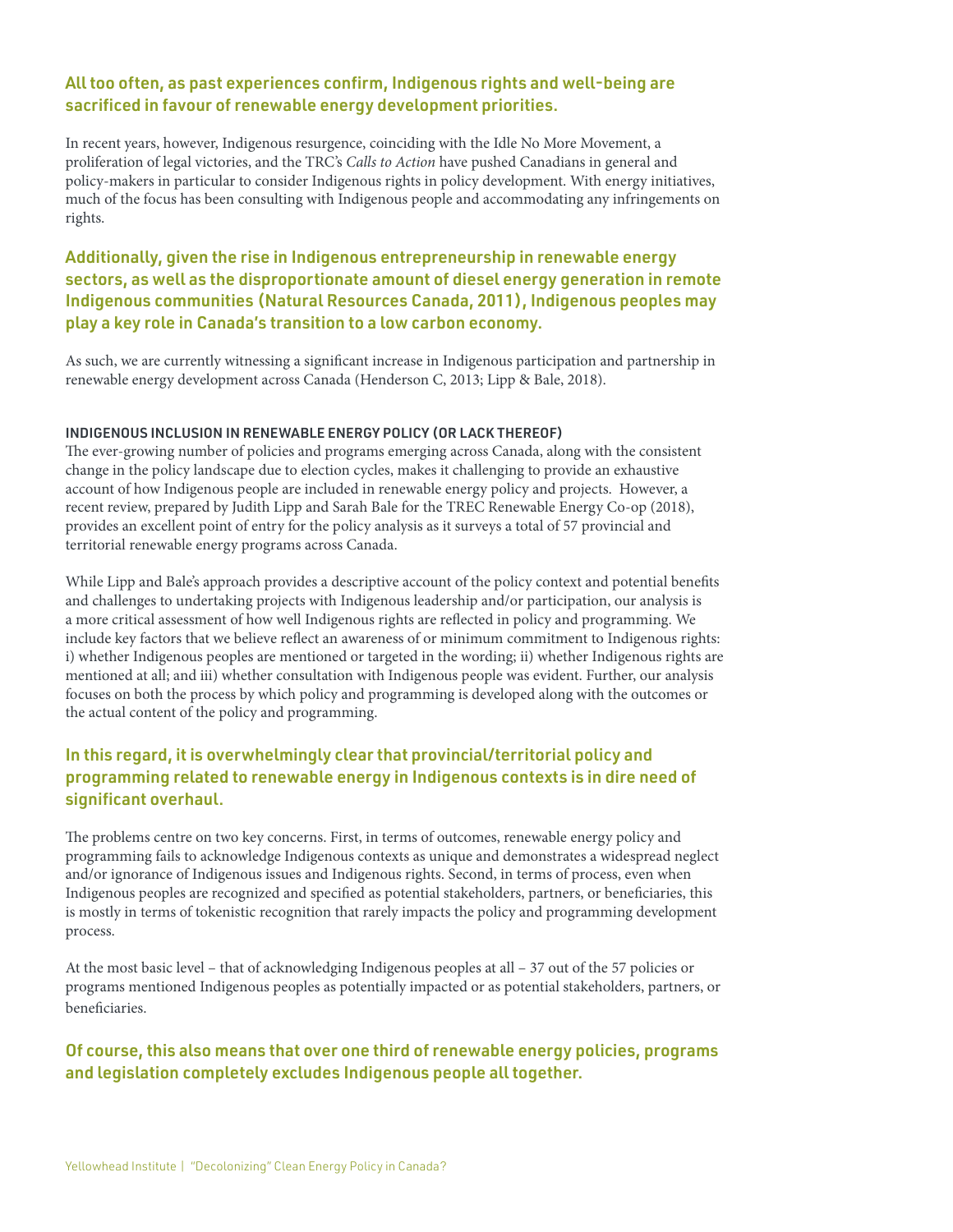**All too often, as past experiences confirm, Indigenous rights and well-being are sacrificed in favour of renewable energy development priorities.**

In recent years, however, Indigenous resurgence, coinciding with the Idle No More Movement, a proliferation of legal victories, and the TRC's *Calls to Action* have pushed Canadians in general and policy-makers in particular to consider Indigenous rights in policy development. With energy initiatives, much of the focus has been consulting with Indigenous people and accommodating any infringements on rights.

**Additionally, given the rise in Indigenous entrepreneurship in renewable energy sectors, as well as the disproportionate amount of diesel energy generation in remote Indigenous communities (Natural Resources Canada, 2011), Indigenous peoples may play a key role in Canada's transition to a low carbon economy.**

As such, we are currently witnessing a significant increase in Indigenous participation and partnership in renewable energy development across Canada (Henderson C, 2013; Lipp & Bale, 2018).

### INDIGENOUS INCLUSION IN RENEWABLE ENERGY POLICY (OR LACK THEREOF)

The ever-growing number of policies and programs emerging across Canada, along with the consistent change in the policy landscape due to election cycles, makes it challenging to provide an exhaustive account of how Indigenous people are included in renewable energy policy and projects. However, a recent review, prepared by Judith Lipp and Sarah Bale for the TREC Renewable Energy Co-op (2018), provides an excellent point of entry for the policy analysis as it surveys a total of 57 provincial and territorial renewable energy programs across Canada.

While Lipp and Bale's approach provides a descriptive account of the policy context and potential benefits and challenges to undertaking projects with Indigenous leadership and/or participation, our analysis is a more critical assessment of how well Indigenous rights are reflected in policy and programming. We include key factors that we believe reflect an awareness of or minimum commitment to Indigenous rights: i) whether Indigenous peoples are mentioned or targeted in the wording; ii) whether Indigenous rights are mentioned at all; and iii) whether consultation with Indigenous people was evident. Further, our analysis focuses on both the process by which policy and programming is developed along with the outcomes or the actual content of the policy and programming.

**In this regard, it is overwhelmingly clear that provincial/territorial policy and programming related to renewable energy in Indigenous contexts is in dire need of significant overhaul.**

The problems centre on two key concerns. First, in terms of outcomes, renewable energy policy and programming fails to acknowledge Indigenous contexts as unique and demonstrates a widespread neglect and/or ignorance of Indigenous issues and Indigenous rights. Second, in terms of process, even when Indigenous peoples are recognized and specified as potential stakeholders, partners, or beneficiaries, this is mostly in terms of tokenistic recognition that rarely impacts the policy and programming development process.

At the most basic level – that of acknowledging Indigenous peoples at all – 37 out of the 57 policies or programs mentioned Indigenous peoples as potentially impacted or as potential stakeholders, partners, or beneficiaries.

**Of course, this also means that over one third of renewable energy policies, programs and legislation completely excludes Indigenous people all together.**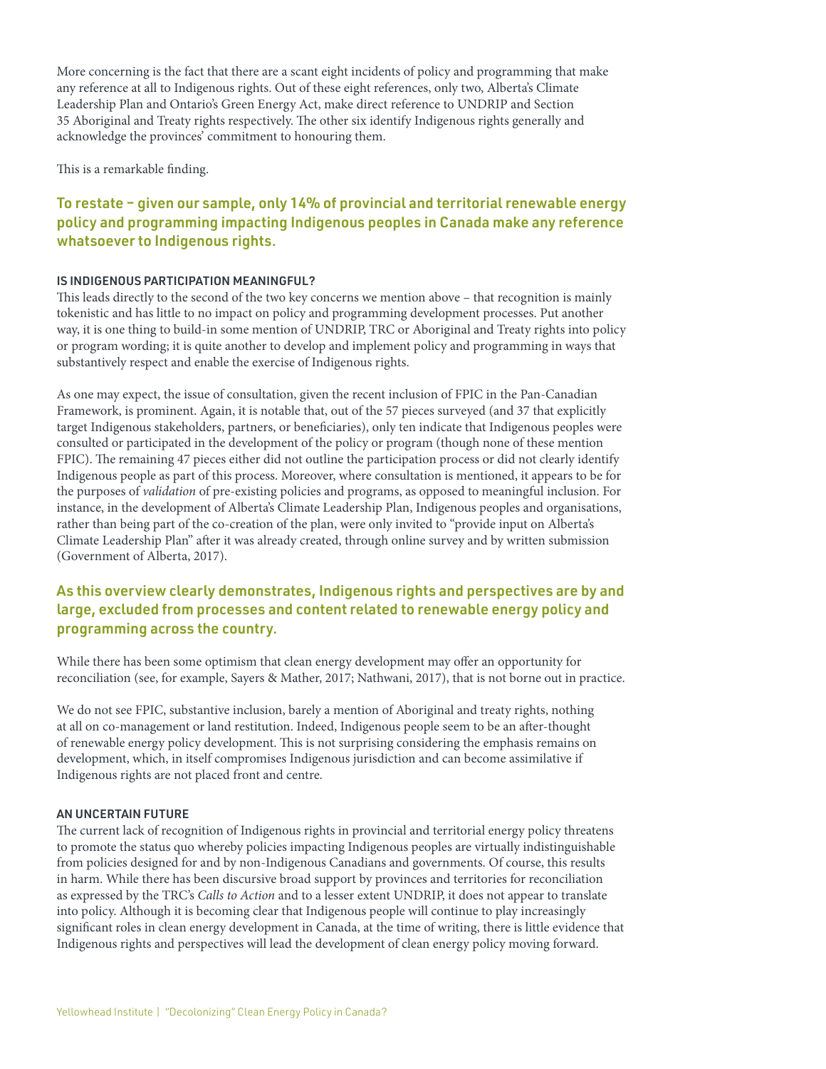More concerning is the fact that there are a scant eight incidents of policy and programming that make any reference at all to Indigenous rights. Out of these eight references, only two, Alberta's Climate Leadership Plan and Ontario's Green Energy Act, make direct reference to UNDRIP and Section 35 Aboriginal and Treaty rights respectively. The other six identify Indigenous rights generally and acknowledge the provinces' commitment to honouring them.

This is a remarkable finding.

**To restate – given our sample, only 14% of provincial and territorial renewable energy policy and programming impacting Indigenous peoples in Canada make any reference whatsoever to Indigenous rights.**

### IS INDIGENOUS PARTICIPATION MEANINGFUL?

This leads directly to the second of the two key concerns we mention above – that recognition is mainly tokenistic and has little to no impact on policy and programming development processes. Put another way, it is one thing to build-in some mention of UNDRIP, TRC or Aboriginal and Treaty rights into policy or program wording; it is quite another to develop and implement policy and programming in ways that substantively respect and enable the exercise of Indigenous rights.

As one may expect, the issue of consultation, given the recent inclusion of FPIC in the Pan-Canadian Framework, is prominent. Again, it is notable that, out of the 57 pieces surveyed (and 37 that explicitly target Indigenous stakeholders, partners, or beneficiaries), only ten indicate that Indigenous peoples were consulted or participated in the development of the policy or program (though none of these mention FPIC). The remaining 47 pieces either did not outline the participation process or did not clearly identify Indigenous people as part of this process. Moreover, where consultation is mentioned, it appears to be for the purposes of *validation* of pre-existing policies and programs, as opposed to meaningful inclusion. For instance, in the development of Alberta's Climate Leadership Plan, Indigenous peoples and organisations, rather than being part of the co-creation of the plan, were only invited to "provide input on Alberta's Climate Leadership Plan" after it was already created, through online survey and by written submission (Government of Alberta, 2017).

**As this overview clearly demonstrates, Indigenous rights and perspectives are by and large, excluded from processes and content related to renewable energy policy and programming across the country.**

While there has been some optimism that clean energy development may offer an opportunity for reconciliation (see, for example, Sayers & Mather, 2017; Nathwani, 2017), that is not borne out in practice.

We do not see FPIC, substantive inclusion, barely a mention of Aboriginal and treaty rights, nothing at all on co-management or land restitution. Indeed, Indigenous people seem to be an after-thought of renewable energy policy development. This is not surprising considering the emphasis remains on development, which, in itself compromises Indigenous jurisdiction and can become assimilative if Indigenous rights are not placed front and centre.

### AN UNCERTAIN FUTURE

The current lack of recognition of Indigenous rights in provincial and territorial energy policy threatens to promote the status quo whereby policies impacting Indigenous peoples are virtually indistinguishable from policies designed for and by non-Indigenous Canadians and governments. Of course, this results in harm. While there has been discursive broad support by provinces and territories for reconciliation as expressed by the TRC's *Calls to Action* and to a lesser extent UNDRIP, it does not appear to translate into policy. Although it is becoming clear that Indigenous people will continue to play increasingly significant roles in clean energy development in Canada, at the time of writing, there is little evidence that Indigenous rights and perspectives will lead the development of clean energy policy moving forward.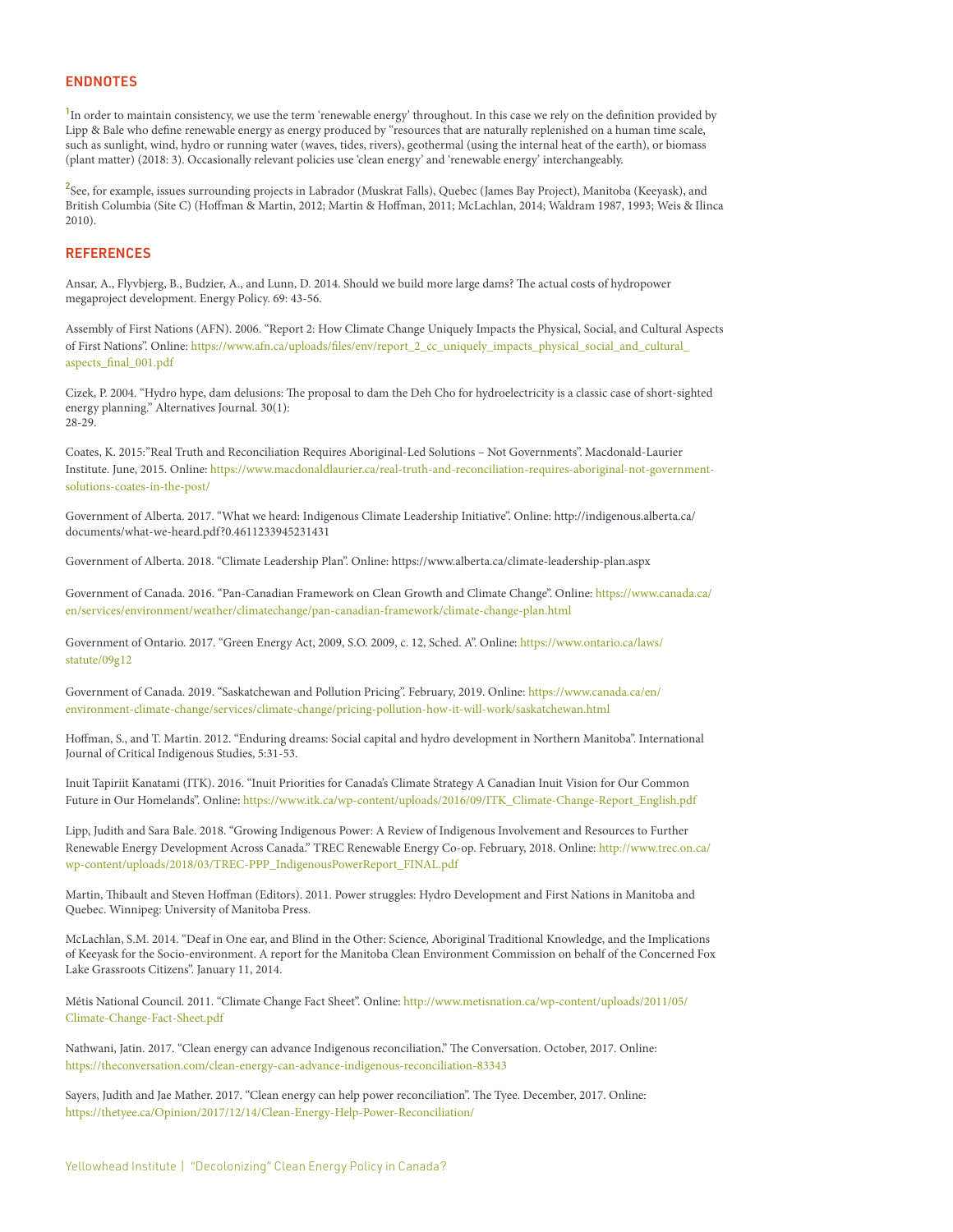## ENDNOTES

[1] In order to maintain consistency, we use the term 'renewable energy' throughout. In this case we rely on the definition provided by Lipp & Bale who define renewable energy as energy produced by "resources that are naturally replenished on a human time scale, such as sunlight, wind, hydro or running water (waves, tides, rivers), geothermal (using the internal heat of the earth), or biomass (plant matter) (2018: 3). Occasionally relevant policies use 'clean energy' and 'renewable energy' interchangeably.

[2] See, for example, issues surrounding projects in Labrador (Muskrat Falls), Quebec (James Bay Project), Manitoba (Keeyask), and British Columbia (Site C) (Hoffman & Martin, 2012; Martin & Hoffman, 2011; McLachlan, 2014; Waldram 1987, 1993; Weis & Ilinca 2010).

## REFERENCES

Ansar, A., Flyvbjerg, B., Budzier, A., and Lunn, D. 2014. Should we build more large dams? The actual costs of hydropower megaproject development. Energy Policy. 69: 43-56.

Assembly of First Nations (AFN). 2006. "Report 2: How Climate Change Uniquely Impacts the Physical, Social, and Cultural Aspects of First Nations". Online: https://www.afn.ca/uploads/files/env/report_2_cc_uniquely_impacts_physical_social_and_cultural_aspects_final_001.pdf

Cizek, P. 2004. "Hydro hype, dam delusions: The proposal to dam the Deh Cho for hydroelectricity is a classic case of short-sighted energy planning." Alternatives Journal. 30(1): 28-29.

Coates, K. 2015:"Real Truth and Reconciliation Requires Aboriginal-Led Solutions – Not Governments". Macdonald-Laurier Institute. June, 2015. Online: https://www.macdonaldlaurier.ca/real-truth-and-reconciliation-requires-aboriginal-not-government-solutions-coates-in-the-post/

Government of Alberta. 2017. "What we heard: Indigenous Climate Leadership Initiative". Online: http://indigenous.alberta.ca/documents/what-we-heard.pdf?0.4611233945231431

Government of Alberta. 2018. "Climate Leadership Plan". Online: https://www.alberta.ca/climate-leadership-plan.aspx

Government of Canada. 2016. "Pan-Canadian Framework on Clean Growth and Climate Change". Online: https://www.canada.ca/en/services/environment/weather/climatechange/pan-canadian-framework/climate-change-plan.html

Government of Ontario. 2017. "Green Energy Act, 2009, S.O. 2009, c. 12, Sched. A". Online: https://www.ontario.ca/laws/statute/09g12

Government of Canada. 2019. "Saskatchewan and Pollution Pricing". February, 2019. Online: https://www.canada.ca/en/environment-climate-change/services/climate-change/pricing-pollution-how-it-will-work/saskatchewan.html

Hoffman, S., and T. Martin. 2012. "Enduring dreams: Social capital and hydro development in Northern Manitoba". International Journal of Critical Indigenous Studies, 5:31-53.

Inuit Tapiriit Kanatami (ITK). 2016. "Inuit Priorities for Canada's Climate Strategy A Canadian Inuit Vision for Our Common Future in Our Homelands". Online: https://www.itk.ca/wp-content/uploads/2016/09/ITK_Climate-Change-Report_English.pdf

Lipp, Judith and Sara Bale. 2018. "Growing Indigenous Power: A Review of Indigenous Involvement and Resources to Further Renewable Energy Development Across Canada." TREC Renewable Energy Co-op. February, 2018. Online: http://www.trec.on.ca/wp-content/uploads/2018/03/TREC-PPP_IndigenousPowerReport_FINAL.pdf

Martin, Thibault and Steven Hoffman (Editors). 2011. Power struggles: Hydro Development and First Nations in Manitoba and Quebec. Winnipeg: University of Manitoba Press.

McLachlan, S.M. 2014. "Deaf in One ear, and Blind in the Other: Science, Aboriginal Traditional Knowledge, and the Implications of Keeyask for the Socio-environment. A report for the Manitoba Clean Environment Commission on behalf of the Concerned Fox Lake Grassroots Citizens". January 11, 2014.

Métis National Council. 2011. "Climate Change Fact Sheet". Online: http://www.metisnation.ca/wp-content/uploads/2011/05/Climate-Change-Fact-Sheet.pdf

Nathwani, Jatin. 2017. "Clean energy can advance Indigenous reconciliation." The Conversation. October, 2017. Online: https://theconversation.com/clean-energy-can-advance-indigenous-reconciliation-83343

Sayers, Judith and Jae Mather. 2017. "Clean energy can help power reconciliation". The Tyee. December, 2017. Online: https://thetyee.ca/Opinion/2017/12/14/Clean-Energy-Help-Power-Reconciliation/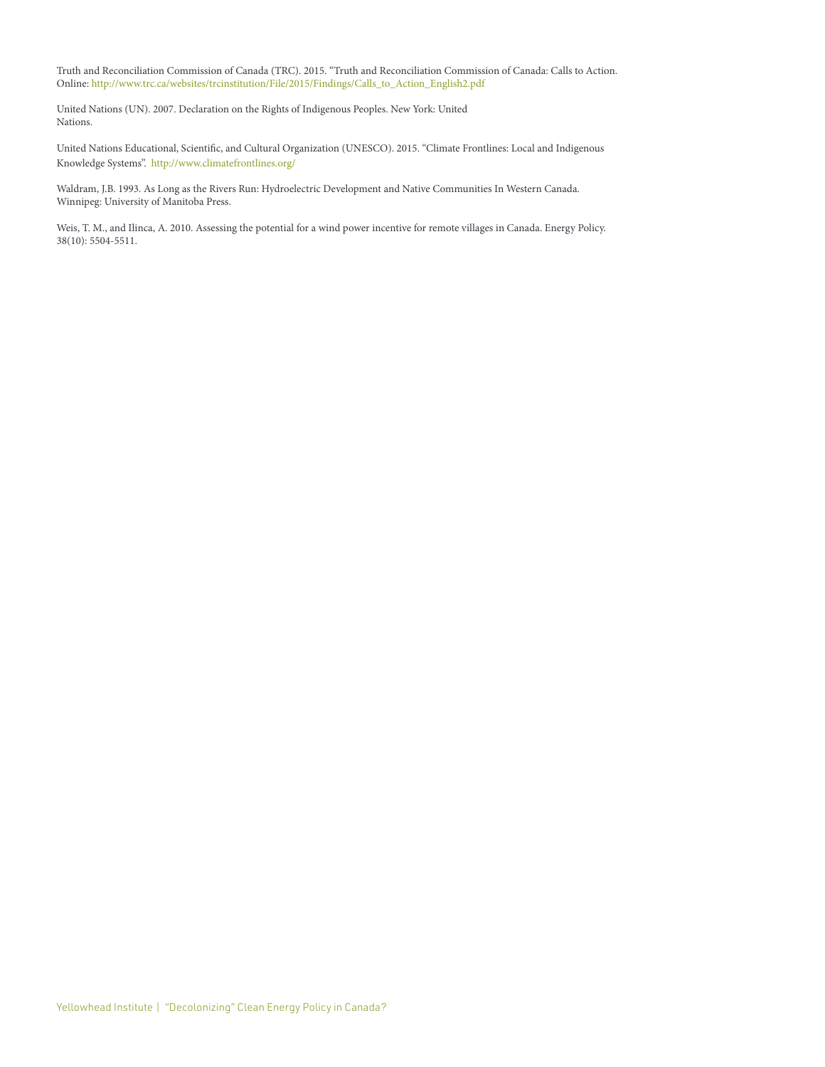Truth and Reconciliation Commission of Canada (TRC). 2015. "Truth and Reconciliation Commission of Canada: Calls to Action. Online: http://www.trc.ca/websites/trcinstitution/File/2015/Findings/Calls_to_Action_English2.pdf

United Nations (UN). 2007. Declaration on the Rights of Indigenous Peoples. New York: United Nations.

United Nations Educational, Scientific, and Cultural Organization (UNESCO). 2015. "Climate Frontlines: Local and Indigenous Knowledge Systems". http://www.climatefrontlines.org/

Waldram, J.B. 1993. As Long as the Rivers Run: Hydroelectric Development and Native Communities In Western Canada. Winnipeg: University of Manitoba Press.

Weis, T. M., and Ilinca, A. 2010. Assessing the potential for a wind power incentive for remote villages in Canada. Energy Policy. 38(10): 5504-5511.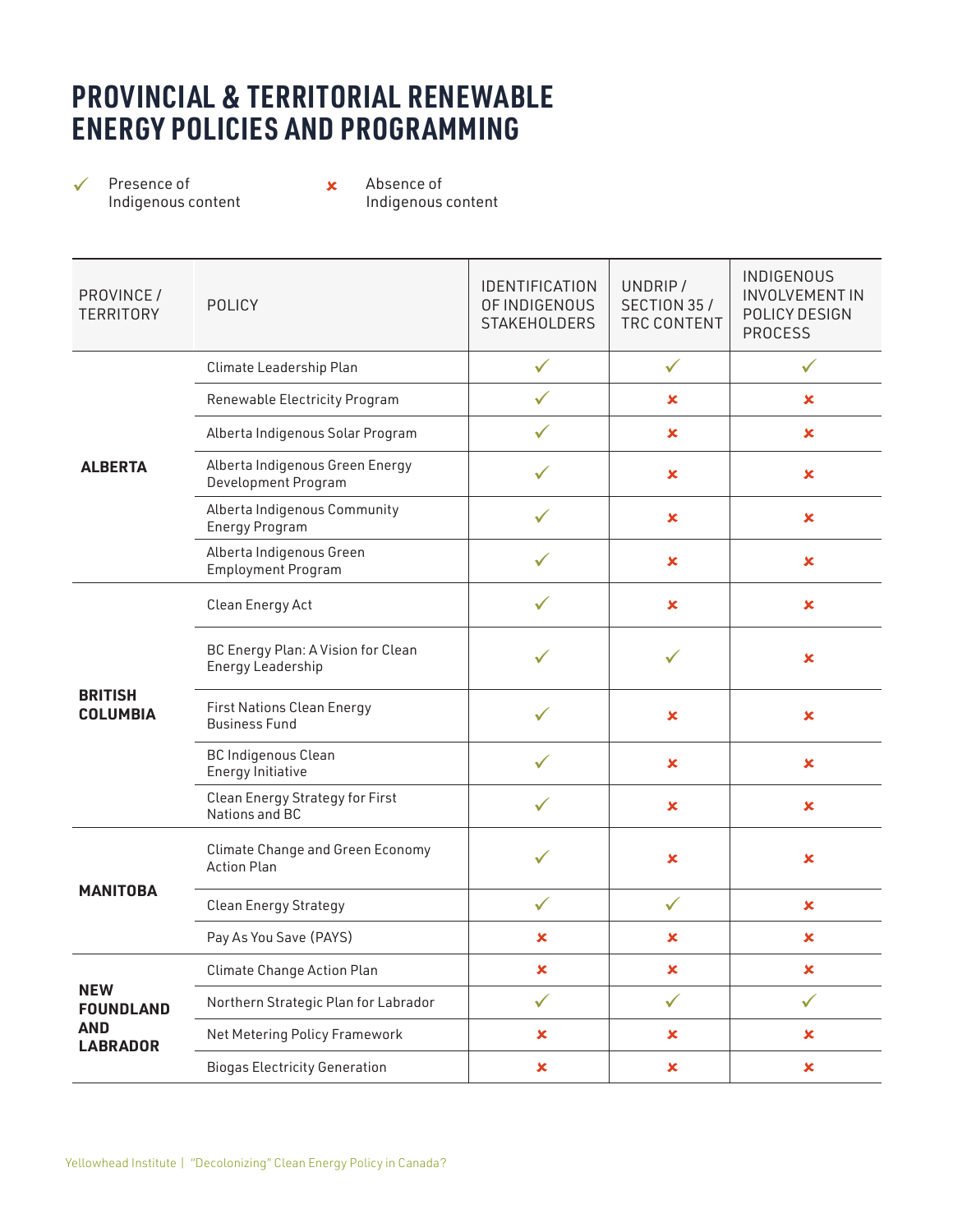# PROVINCIAL & TERRITORIAL RENEWABLE ENERGY POLICIES AND PROGRAMMING

✓ Presence of Indigenous content

✗ Absence of Indigenous content

| PROVINCE / TERRITORY | POLICY | IDENTIFICATION OF INDIGENOUS STAKEHOLDERS | UNDRIP / SECTION 35 / TRC CONTENT | INDIGENOUS INVOLVEMENT IN POLICY DESIGN PROCESS |
|---|---|---|---|---|
| **ALBERTA** | Climate Leadership Plan | ✓ | ✓ | ✓ |
| | Renewable Electricity Program | ✓ | ✗ | ✗ |
| | Alberta Indigenous Solar Program | ✓ | ✗ | ✗ |
| | Alberta Indigenous Green Energy Development Program | ✓ | ✗ | ✗ |
| | Alberta Indigenous Community Energy Program | ✓ | ✗ | ✗ |
| | Alberta Indigenous Green Employment Program | ✓ | ✗ | ✗ |
| **BRITISH COLUMBIA** | Clean Energy Act | ✓ | ✗ | ✗ |
| | BC Energy Plan: A Vision for Clean Energy Leadership | ✓ | ✓ | ✗ |
| | First Nations Clean Energy Business Fund | ✓ | ✗ | ✗ |
| | BC Indigenous Clean Energy Initiative | ✓ | ✗ | ✗ |
| | Clean Energy Strategy for First Nations and BC | ✓ | ✗ | ✗ |
| **MANITOBA** | Climate Change and Green Economy Action Plan | ✓ | ✗ | ✗ |
| | Clean Energy Strategy | ✓ | ✓ | ✗ |
| | Pay As You Save (PAYS) | ✗ | ✗ | ✗ |
| **NEW FOUNDLAND AND LABRADOR** | Climate Change Action Plan | ✗ | ✗ | ✗ |
| | Northern Strategic Plan for Labrador | ✓ | ✓ | ✓ |
| | Net Metering Policy Framework | ✗ | ✗ | ✗ |
| | Biogas Electricity Generation | ✗ | ✗ | ✗ |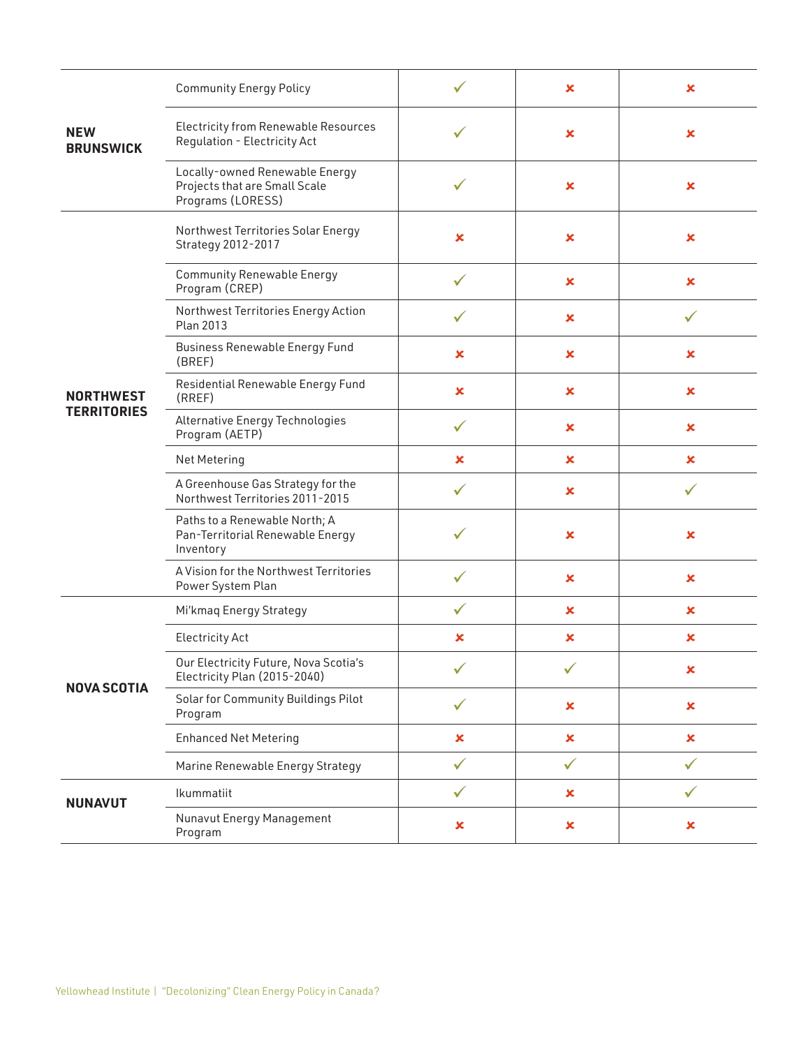| | | | | |
|---|---|---|---|---|
| **NEW BRUNSWICK** | Community Energy Policy | ✓ | ✗ | ✗ |
| | Electricity from Renewable Resources Regulation - Electricity Act | ✓ | ✗ | ✗ |
| | Locally-owned Renewable Energy Projects that are Small Scale Programs (LORESS) | ✓ | ✗ | ✗ |
| **NORTHWEST TERRITORIES** | Northwest Territories Solar Energy Strategy 2012-2017 | ✗ | ✗ | ✗ |
| | Community Renewable Energy Program (CREP) | ✓ | ✗ | ✗ |
| | Northwest Territories Energy Action Plan 2013 | ✓ | ✗ | ✓ |
| | Business Renewable Energy Fund (BREF) | ✗ | ✗ | ✗ |
| | Residential Renewable Energy Fund (RREF) | ✗ | ✗ | ✗ |
| | Alternative Energy Technologies Program (AETP) | ✓ | ✗ | ✗ |
| | Net Metering | ✗ | ✗ | ✗ |
| | A Greenhouse Gas Strategy for the Northwest Territories 2011-2015 | ✓ | ✗ | ✓ |
| | Paths to a Renewable North; A Pan-Territorial Renewable Energy Inventory | ✓ | ✗ | ✗ |
| | A Vision for the Northwest Territories Power System Plan | ✓ | ✗ | ✗ |
| **NOVA SCOTIA** | Mi'kmaq Energy Strategy | ✓ | ✗ | ✗ |
| | Electricity Act | ✗ | ✗ | ✗ |
| | Our Electricity Future, Nova Scotia's Electricity Plan (2015-2040) | ✓ | ✓ | ✗ |
| | Solar for Community Buildings Pilot Program | ✓ | ✗ | ✗ |
| | Enhanced Net Metering | ✗ | ✗ | ✗ |
| | Marine Renewable Energy Strategy | ✓ | ✓ | ✓ |
| **NUNAVUT** | Ikummatiit | ✓ | ✗ | ✓ |
| | Nunavut Energy Management Program | ✗ | ✗ | ✗ |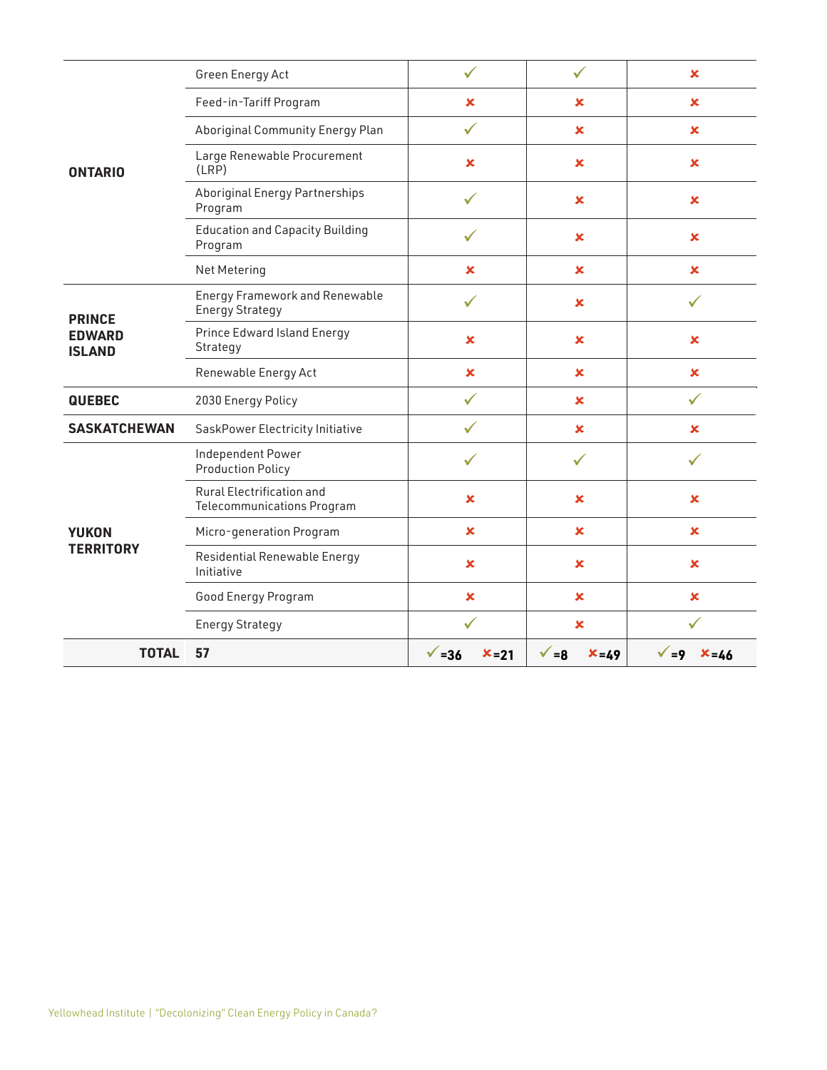| | | | | |
|---|---|---|---|---|
| **ONTARIO** | Green Energy Act | ✓ | ✓ | ✗ |
| | Feed-in-Tariff Program | ✗ | ✗ | ✗ |
| | Aboriginal Community Energy Plan | ✓ | ✗ | ✗ |
| | Large Renewable Procurement (LRP) | ✗ | ✗ | ✗ |
| | Aboriginal Energy Partnerships Program | ✓ | ✗ | ✗ |
| | Education and Capacity Building Program | ✓ | ✗ | ✗ |
| | Net Metering | ✗ | ✗ | ✗ |
| **PRINCE EDWARD ISLAND** | Energy Framework and Renewable Energy Strategy | ✓ | ✗ | ✓ |
| | Prince Edward Island Energy Strategy | ✗ | ✗ | ✗ |
| | Renewable Energy Act | ✗ | ✗ | ✗ |
| **QUEBEC** | 2030 Energy Policy | ✓ | ✗ | ✓ |
| **SASKATCHEWAN** | SaskPower Electricity Initiative | ✓ | ✗ | ✗ |
| **YUKON TERRITORY** | Independent Power Production Policy | ✓ | ✓ | ✓ |
| | Rural Electrification and Telecommunications Program | ✗ | ✗ | ✗ |
| | Micro-generation Program | ✗ | ✗ | ✗ |
| | Residential Renewable Energy Initiative | ✗ | ✗ | ✗ |
| | Good Energy Program | ✗ | ✗ | ✗ |
| | Energy Strategy | ✓ | ✗ | ✓ |
| **TOTAL** | **57** | **✓=36 ✗=21** | **✓=8 ✗=49** | **✓=9 ✗=46** |